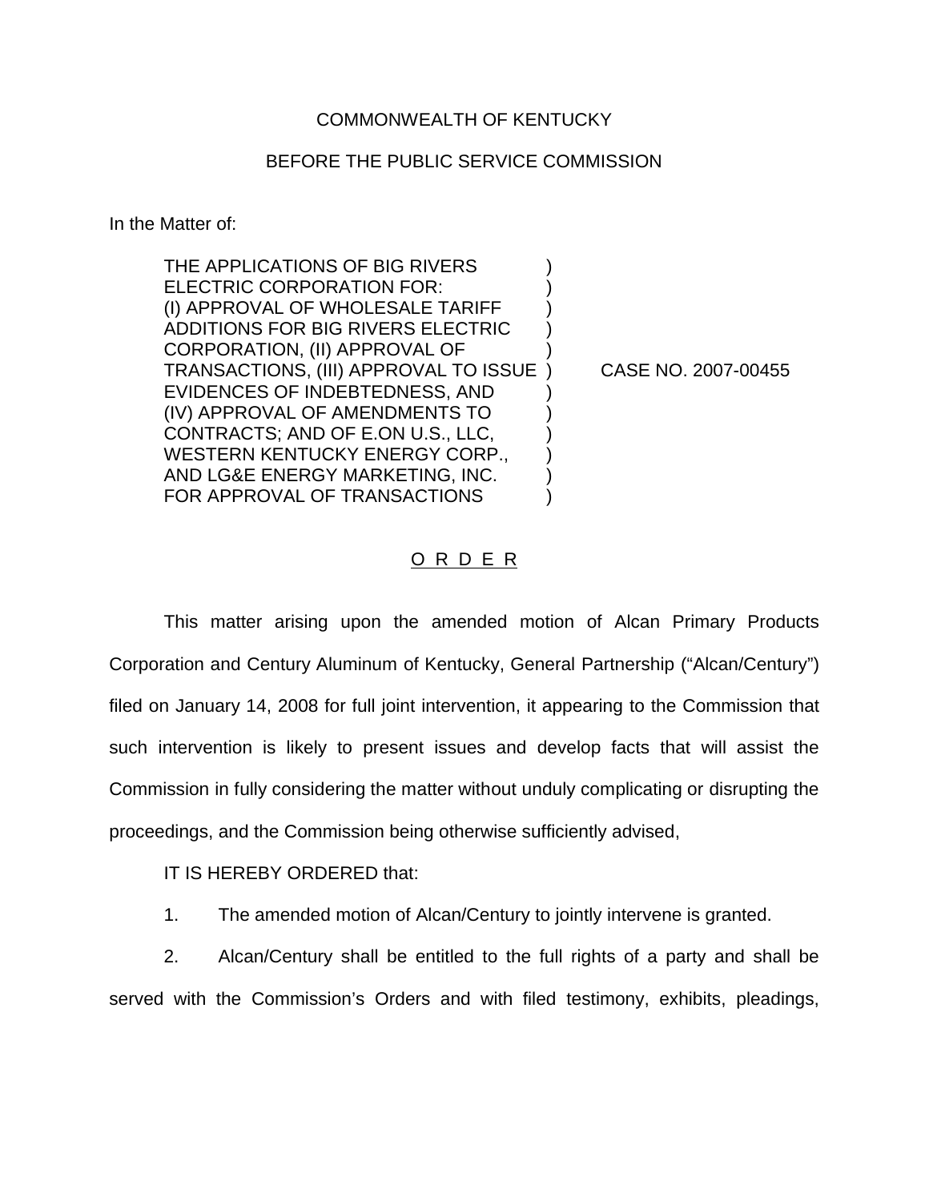COMMONWEALTH OF KENTUCKY

BEFORE THE PUBLIC SERVICE COMMISSION

In the Matter of:

THE APPLICATIONS OF BIG RIVERS ELECTRIC CORPORATION FOR: (I) APPROVAL OF WHOLESALE TARIFF ADDITIONS FOR BIG RIVERS ELECTRIC CORPORATION, (II) APPROVAL OF TRANSACTIONS, (III) APPROVAL TO ISSUE EVIDENCES OF INDEBTEDNESS, AND (IV) APPROVAL OF AMENDMENTS TO CONTRACTS; AND OF E.ON U.S., LLC, WESTERN KENTUCKY ENERGY CORP., AND LG&E ENERGY MARKETING, INC. FOR APPROVAL OF TRANSACTIONS

CASE NO. 2007-00455

O R D E R

This matter arising upon the amended motion of Alcan Primary Products Corporation and Century Aluminum of Kentucky, General Partnership ("Alcan/Century") filed on January 14, 2008 for full joint intervention, it appearing to the Commission that such intervention is likely to present issues and develop facts that will assist the Commission in fully considering the matter without unduly complicating or disrupting the proceedings, and the Commission being otherwise sufficiently advised,

IT IS HEREBY ORDERED that:

1. The amended motion of Alcan/Century to jointly intervene is granted.

2. Alcan/Century shall be entitled to the full rights of a party and shall be served with the Commission's Orders and with filed testimony, exhibits, pleadings,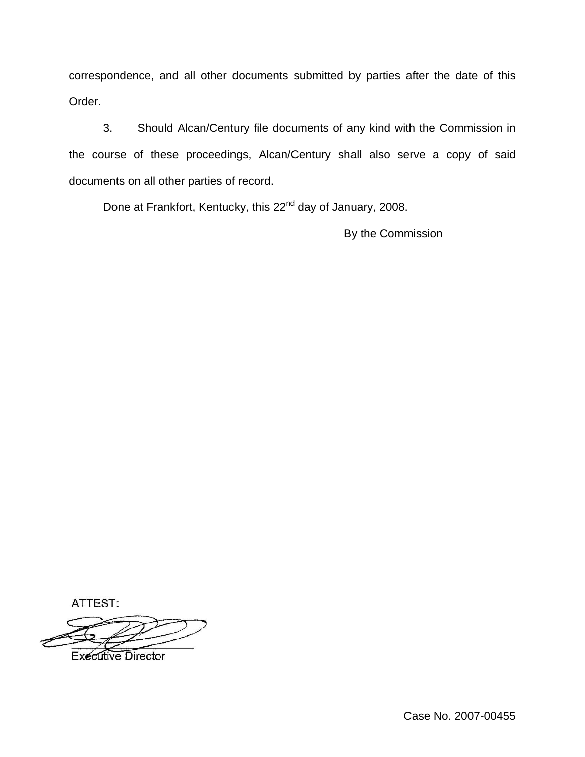correspondence, and all other documents submitted by parties after the date of this Order.

3. Should Alcan/Century file documents of any kind with the Commission in the course of these proceedings, Alcan/Century shall also serve a copy of said documents on all other parties of record.

Done at Frankfort, Kentucky, this 22nd day of January, 2008.

By the Commission

ATTEST:

Executive Director

Case No. 2007-00455